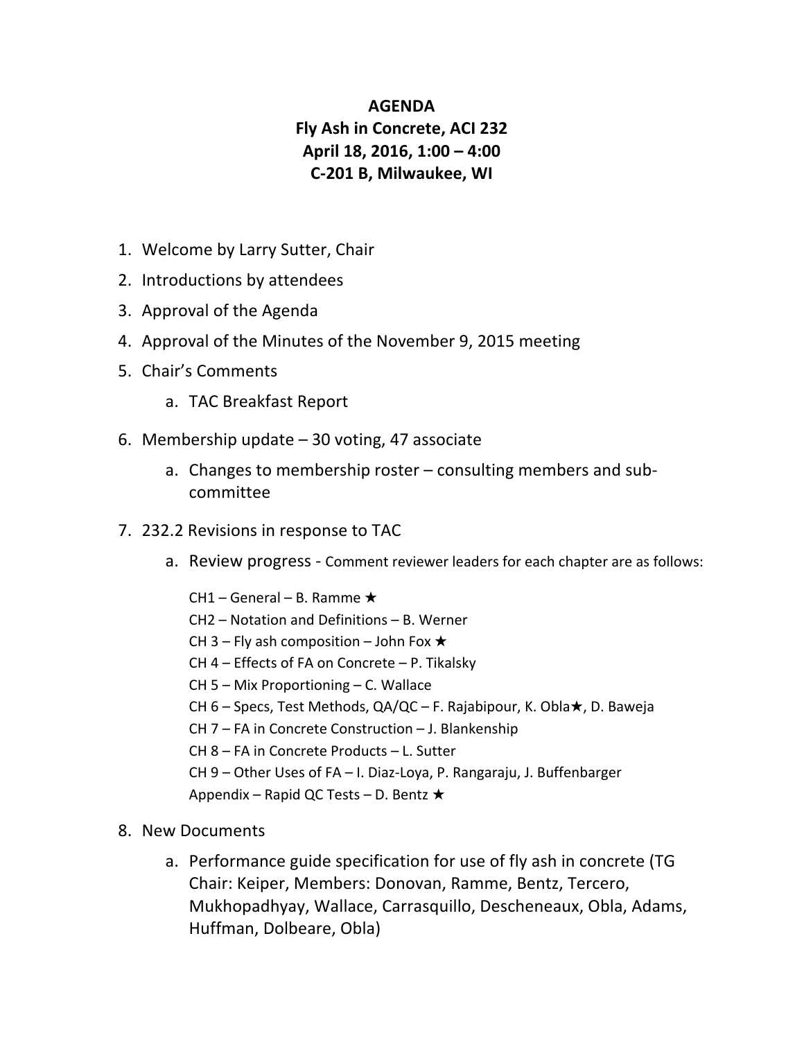# AGENDA

## Fly Ash in Concrete, ACI 232

## April 18, 2016, 1:00 – 4:00

## C-201 B, Milwaukee, WI

1. Welcome by Larry Sutter, Chair
2. Introductions by attendees
3. Approval of the Agenda
4. Approval of the Minutes of the November 9, 2015 meeting
5. Chair's Comments
   a. TAC Breakfast Report
6. Membership update – 30 voting, 47 associate
   a. Changes to membership roster – consulting members and sub-committee
7. 232.2 Revisions in response to TAC
   a. Review progress - Comment reviewer leaders for each chapter are as follows:

      CH1 – General – B. Ramme ★
      CH2 – Notation and Definitions – B. Werner
      CH 3 – Fly ash composition – John Fox ★
      CH 4 – Effects of FA on Concrete – P. Tikalsky
      CH 5 – Mix Proportioning – C. Wallace
      CH 6 – Specs, Test Methods, QA/QC – F. Rajabipour, K. Obla★, D. Baweja
      CH 7 – FA in Concrete Construction – J. Blankenship
      CH 8 – FA in Concrete Products – L. Sutter
      CH 9 – Other Uses of FA – I. Diaz-Loya, P. Rangaraju, J. Buffenbarger
      Appendix – Rapid QC Tests – D. Bentz ★
8. New Documents
   a. Performance guide specification for use of fly ash in concrete (TG Chair: Keiper, Members: Donovan, Ramme, Bentz, Tercero, Mukhopadhyay, Wallace, Carrasquillo, Descheneaux, Obla, Adams, Huffman, Dolbeare, Obla)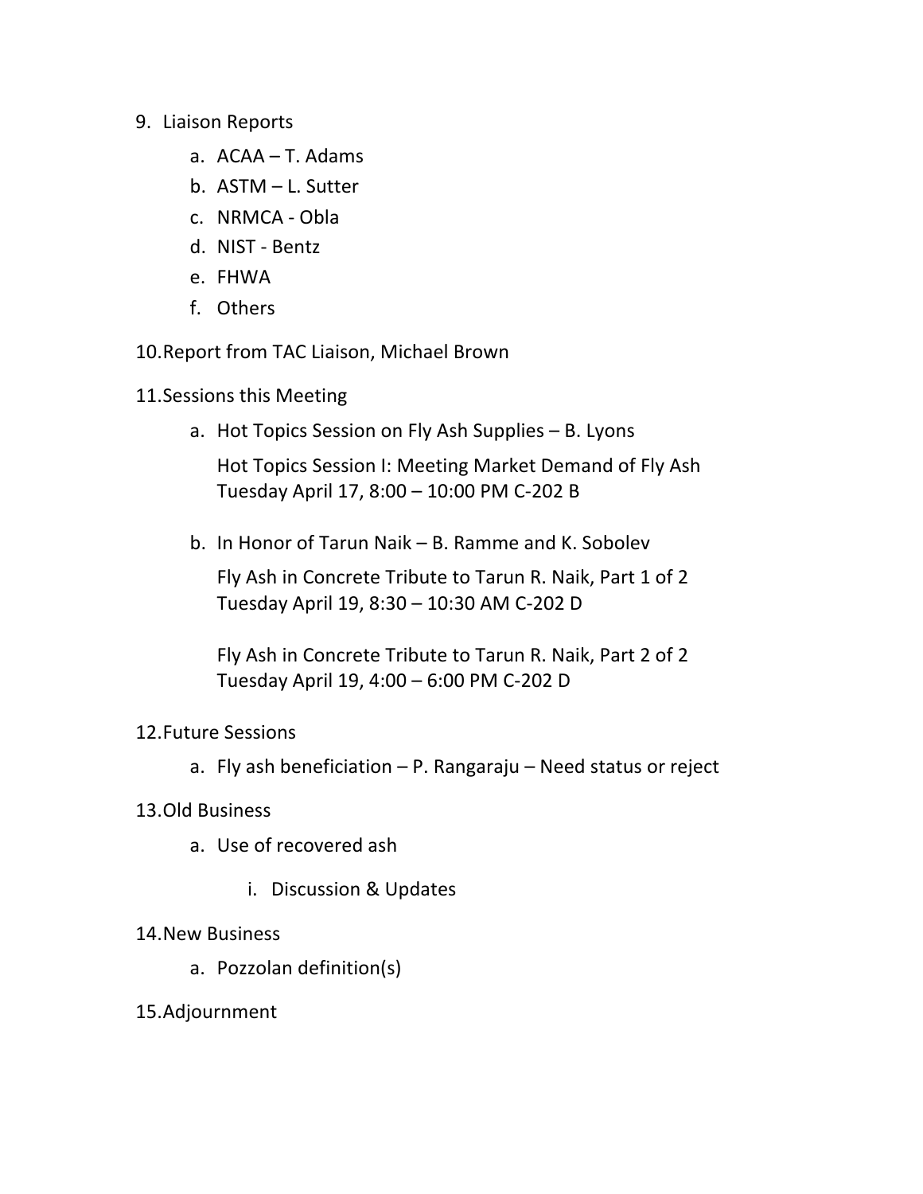9. Liaison Reports
   a. ACAA – T. Adams
   b. ASTM – L. Sutter
   c. NRMCA - Obla
   d. NIST - Bentz
   e. FHWA
   f. Others

10. Report from TAC Liaison, Michael Brown

11. Sessions this Meeting
    a. Hot Topics Session on Fly Ash Supplies – B. Lyons

       Hot Topics Session I: Meeting Market Demand of Fly Ash
       Tuesday April 17, 8:00 – 10:00 PM C-202 B

    b. In Honor of Tarun Naik – B. Ramme and K. Sobolev

       Fly Ash in Concrete Tribute to Tarun R. Naik, Part 1 of 2
       Tuesday April 19, 8:30 – 10:30 AM C-202 D

       Fly Ash in Concrete Tribute to Tarun R. Naik, Part 2 of 2
       Tuesday April 19, 4:00 – 6:00 PM C-202 D

12. Future Sessions
    a. Fly ash beneficiation – P. Rangaraju – Need status or reject

13. Old Business
    a. Use of recovered ash
       i. Discussion & Updates

14. New Business
    a. Pozzolan definition(s)

15. Adjournment